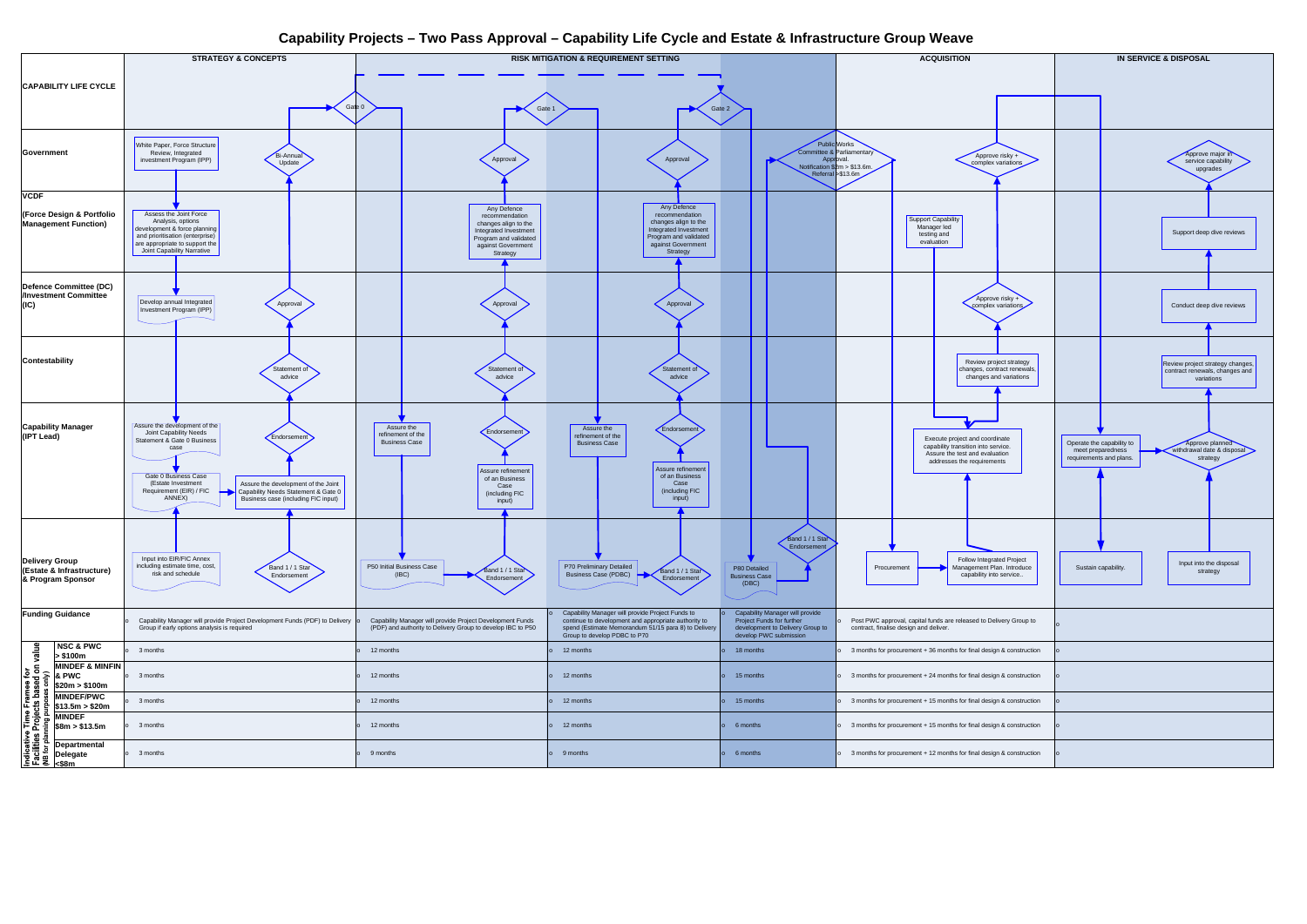# Capability Projects – Two Pass Approval – Capability Life Cycle and Estate & Infrastructure Group Weave

| CAPABILITY LIFE CYCLE | STRATEGY & CONCEPTS | RISK MITIGATION & REQUIREMENT SETTING | | | ACQUISITION | IN SERVICE & DISPOSAL |
|---|---|---|---|---|---|---|
| Gates | Gate 0 | Gate 1 | Gate 2 | | | |
| **Government** | White Paper, Force Structure Review, Integrated Investment Program (IPP); Bi-Annual Update | Approval | Approval | | Public Works Committee & Parliamentary Approval. Notification $2m > $13.6m. Referral >$13.6m; Approve risky + complex variations | Approve major in service capability upgrades |
| **VCDF (Force Design & Portfolio Management Function)** | Assess the Joint Force Analysis, options development & force planning and prioritisation (enterprise) are appropriate to support the Joint Capability Narrative | Any Defence recommendation changes align to the Integrated Investment Program and validated against Government Strategy | Any Defence recommendation changes align to the Integrated Investment Program and validated against Government Strategy | | Support Capability Manager led testing and evaluation | Support deep dive reviews |
| **Defence Committee (DC) /Investment Committee (IC)** | Develop annual Integrated Investment Program (IPP); Approval | Approval | Approval | | Approve risky + complex variations | Conduct deep dive reviews |
| **Contestability** | Statement of advice | Statement of advice | Statement of advice | | Review project strategy changes, contract renewals, changes and variations | Review project strategy changes, contract renewals, changes and variations |
| **Capability Manager (IPT Lead)** | Assure the development of the Joint Capability Needs Statement & Gate 0 Business case; Gate 0 Business Case (Estate Investment Requirement (EIR) / FIC ANNEX); Assure the development of the Joint Capability Needs Statement & Gate 0 Business case (including FIC input); Endorsement | Assure the refinement of the Business Case; Assure refinement of an Business Case (including FIC input); Endorsement | Assure the refinement of the Business Case; Assure refinement of an Business Case (including FIC input); Endorsement | | Execute project and coordinate capability transition into service. Assure the test and evaluation addresses the requirements | Operate the capability to meet preparedness requirements and plans.; Approve planned withdrawal date & disposal strategy |
| **Delivery Group (Estate & Infrastructure) & Program Sponsor** | Input into EIR/FIC Annex including estimate time, cost, risk and schedule; Band 1 / 1 Star Endorsement | P50 Initial Business Case (IBC); Band 1 / 1 Star Endorsement | P70 Preliminary Detailed Business Case (PDBC); Band 1 / 1 Star Endorsement | P80 Detailed Business Case (DBC); Band 1 / 1 Star Endorsement | Procurement; Follow Integrated Project Management Plan. Introduce capability into service.. | Sustain capability.; Input into the disposal strategy |

| Funding Guidance | | | | | | |
|---|---|---|---|---|---|---|
| | Capability Manager will provide Project Development Funds (PDF) to Delivery Group if early options analysis is required | Capability Manager will provide Project Development Funds (PDF) and authority to Delivery Group to develop IBC to P50 | Capability Manager will provide Project Funds to continue to development and appropriate authority to spend (Estimate Memorandum 51/15 para 8) to Delivery Group to develop PDBC to P70 | Capability Manager will provide Project Funds for further development to Delivery Group to develop PWC submission | Post PWC approval, capital funds are released to Delivery Group to contract, finalise design and deliver. | |

| Indicative Time Frame for Facilities Projects based on value (NB for planning purposes only) | | | | | | |
|---|---|---|---|---|---|---|
| NSC & PWC > $100m | 3 months | 12 months | 12 months | 18 months | 3 months for procurement + 36 months for final design & construction | |
| MINDEF & MINFIN & PWC $20m > $100m | 3 months | 12 months | 12 months | 15 months | 3 months for procurement + 24 months for final design & construction | |
| MINDEF/PWC $13.5m > $20m | 3 months | 12 months | 12 months | 15 months | 3 months for procurement + 15 months for final design & construction | |
| MINDEF $8m > $13.5m | 3 months | 12 months | 12 months | 6 months | 3 months for procurement + 15 months for final design & construction | |
| Departmental Delegate <$8m | 3 months | 9 months | 9 months | 6 months | 3 months for procurement + 12 months for final design & construction | |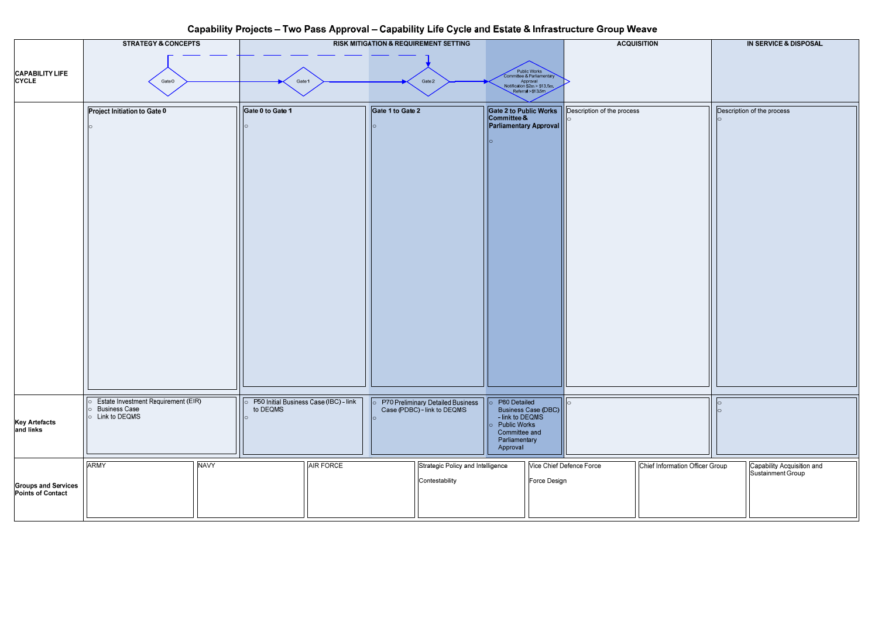# Capability Projects – Two Pass Approval – Capability Life Cycle and Estate & Infrastructure Group Weave

| | STRATEGY & CONCEPTS | RISK MITIGATION & REQUIREMENT SETTING | | | ACQUISITION | IN SERVICE & DISPOSAL |
|---|---|---|---|---|---|---|
| **CAPABILITY LIFE CYCLE** | Gate 0 | Gate 1 | Gate 2 | Public Works Committee & Parliamentary Approval Notification $2m > $13.5m, Referral >$13.5m | | |
| | **Project Initiation to Gate 0** ○ | **Gate 0 to Gate 1** ○ | **Gate 1 to Gate 2** ○ | **Gate 2 to Public Works Committee & Parliamentary Approval** ○ | Description of the process ○ | Description of the process ○ |
| **Key Artefacts and links** | ○ Estate Investment Requirement (EIR) ○ Business Case ○ Link to DEQMS | ○ P50 Initial Business Case (IBC) - link to DEQMS ○ | ○ P70 Preliminary Detailed Business Case (PDBC) - link to DEQMS ○ | ○ P80 Detailed Business Case (DBC) - link to DEQMS ○ Public Works Committee and Parliamentary Approval | ○ | ○ ○ |

| Groups and Services Points of Contact | | | | | | |
|---|---|---|---|---|---|---|
| ARMY | NAVY | AIR FORCE | Strategic Policy and Intelligence<br><br>Contestability | Vice Chief Defence Force<br><br>Force Design | Chief Information Officer Group | Capability Acquisition and Sustainment Group |